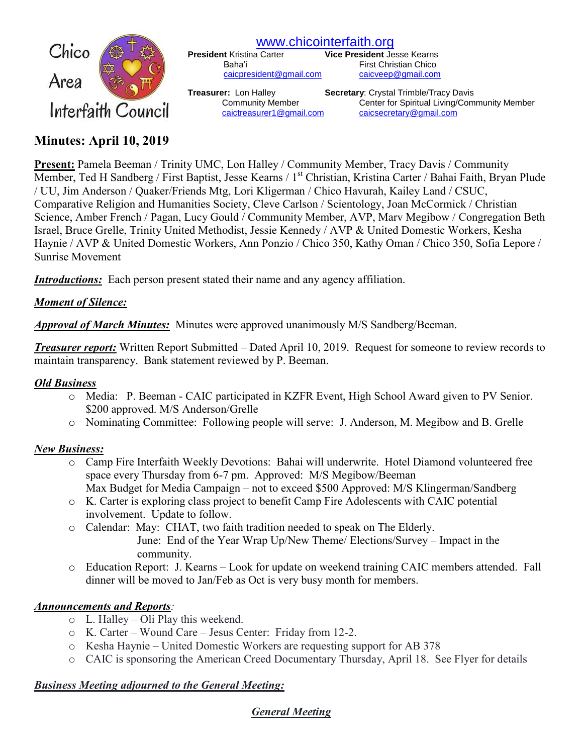Chico Area Interfaith Council

www.chicointerfaith.org

**President** Kristina Carter
Baha'i
caicpresident@gmail.com

**Vice President** Jesse Kearns
First Christian Chico
caicveep@gmail.com

**Treasurer:** Lon Halley
Community Member
caictreasurer1@gmail.com

**Secretary**: Crystal Trimble/Tracy Davis
Center for Spiritual Living/Community Member
caicsecretary@gmail.com

# Minutes: April 10, 2019

**Present:** Pamela Beeman / Trinity UMC, Lon Halley / Community Member, Tracy Davis / Community Member, Ted H Sandberg / First Baptist, Jesse Kearns / 1st Christian, Kristina Carter / Bahai Faith, Bryan Plude / UU, Jim Anderson / Quaker/Friends Mtg, Lori Kligerman / Chico Havurah, Kailey Land / CSUC, Comparative Religion and Humanities Society, Cleve Carlson / Scientology, Joan McCormick / Christian Science, Amber French / Pagan, Lucy Gould / Community Member, AVP, Marv Megibow / Congregation Beth Israel, Bruce Grelle, Trinity United Methodist, Jessie Kennedy / AVP & United Domestic Workers, Kesha Haynie / AVP & United Domestic Workers, Ann Ponzio / Chico 350, Kathy Oman / Chico 350, Sofia Lepore / Sunrise Movement

***Introductions:*** Each person present stated their name and any agency affiliation.

***Moment of Silence:***

***Approval of March Minutes:*** Minutes were approved unanimously M/S Sandberg/Beeman.

***Treasurer report:*** Written Report Submitted – Dated April 10, 2019. Request for someone to review records to maintain transparency. Bank statement reviewed by P. Beeman.

***Old Business***

- Media: P. Beeman - CAIC participated in KZFR Event, High School Award given to PV Senior. $200 approved. M/S Anderson/Grelle
- Nominating Committee: Following people will serve: J. Anderson, M. Megibow and B. Grelle

***New Business:***

- Camp Fire Interfaith Weekly Devotions: Bahai will underwrite. Hotel Diamond volunteered free space every Thursday from 6-7 pm. Approved: M/S Megibow/Beeman
  Max Budget for Media Campaign – not to exceed $500 Approved: M/S Klingerman/Sandberg
- K. Carter is exploring class project to benefit Camp Fire Adolescents with CAIC potential involvement. Update to follow.
- Calendar: May: CHAT, two faith tradition needed to speak on The Elderly.
  June: End of the Year Wrap Up/New Theme/ Elections/Survey – Impact in the community.
- Education Report: J. Kearns – Look for update on weekend training CAIC members attended. Fall dinner will be moved to Jan/Feb as Oct is very busy month for members.

***Announcements and Reports***:

- L. Halley – Oli Play this weekend.
- K. Carter – Wound Care – Jesus Center: Friday from 12-2.
- Kesha Haynie – United Domestic Workers are requesting support for AB 378
- CAIC is sponsoring the American Creed Documentary Thursday, April 18. See Flyer for details

***Business Meeting adjourned to the General Meeting:***

***General Meeting***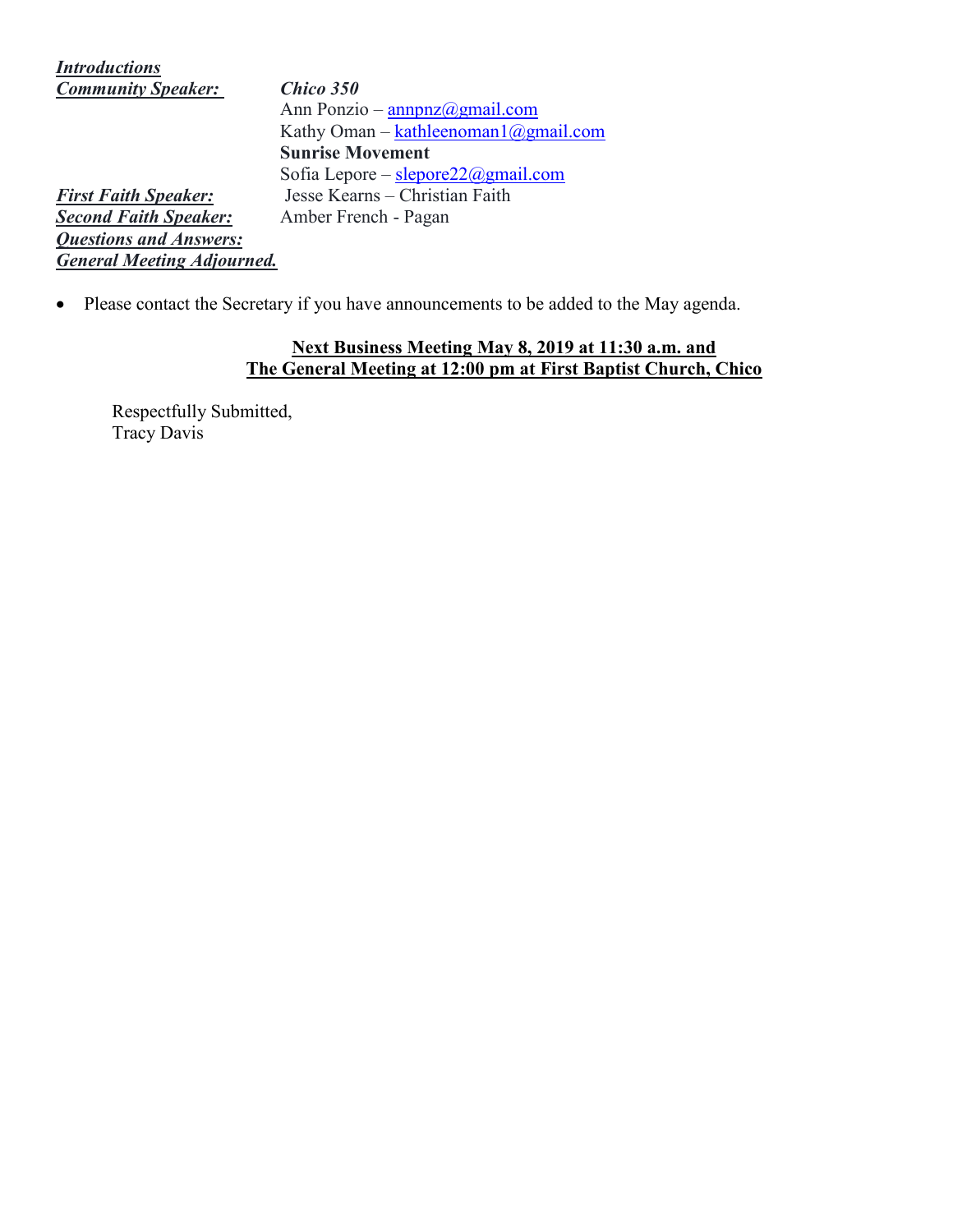***Introductions***

***Community Speaker:*** ***Chico 350***

Ann Ponzio – annpnz@gmail.com

Kathy Oman – kathleenoman1@gmail.com

**Sunrise Movement**

Sofia Lepore – slepore22@gmail.com

***First Faith Speaker:*** Jesse Kearns – Christian Faith

***Second Faith Speaker:*** Amber French - Pagan

***Questions and Answers:***

***General Meeting Adjourned.***

- Please contact the Secretary if you have announcements to be added to the May agenda.

**Next Business Meeting May 8, 2019 at 11:30 a.m. and**
**The General Meeting at 12:00 pm at First Baptist Church, Chico**

Respectfully Submitted,
Tracy Davis